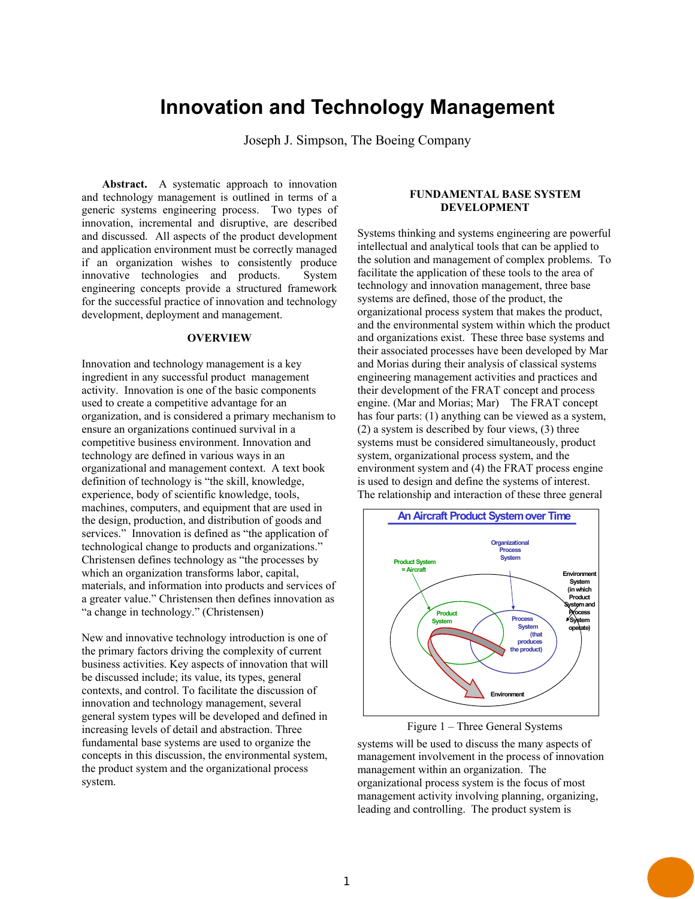# Innovation and Technology Management

Joseph J. Simpson, The Boeing Company

**Abstract.** A systematic approach to innovation and technology management is outlined in terms of a generic systems engineering process. Two types of innovation, incremental and disruptive, are described and discussed. All aspects of the product development and application environment must be correctly managed if an organization wishes to consistently produce innovative technologies and products. System engineering concepts provide a structured framework for the successful practice of innovation and technology development, deployment and management.

## OVERVIEW

Innovation and technology management is a key ingredient in any successful product management activity. Innovation is one of the basic components used to create a competitive advantage for an organization, and is considered a primary mechanism to ensure an organizations continued survival in a competitive business environment. Innovation and technology are defined in various ways in an organizational and management context. A text book definition of technology is "the skill, knowledge, experience, body of scientific knowledge, tools, machines, computers, and equipment that are used in the design, production, and distribution of goods and services." Innovation is defined as "the application of technological change to products and organizations." Christensen defines technology as "the processes by which an organization transforms labor, capital, materials, and information into products and services of a greater value." Christensen then defines innovation as "a change in technology." (Christensen)

New and innovative technology introduction is one of the primary factors driving the complexity of current business activities. Key aspects of innovation that will be discussed include; its value, its types, general contexts, and control. To facilitate the discussion of innovation and technology management, several general system types will be developed and defined in increasing levels of detail and abstraction. Three fundamental base systems are used to organize the concepts in this discussion, the environmental system, the product system and the organizational process system.

## FUNDAMENTAL BASE SYSTEM DEVELOPMENT

Systems thinking and systems engineering are powerful intellectual and analytical tools that can be applied to the solution and management of complex problems. To facilitate the application of these tools to the area of technology and innovation management, three base systems are defined, those of the product, the organizational process system that makes the product, and the environmental system within which the product and organizations exist. These three base systems and their associated processes have been developed by Mar and Morias during their analysis of classical systems engineering management activities and practices and their development of the FRAT concept and process engine. (Mar and Morias; Mar) The FRAT concept has four parts: (1) anything can be viewed as a system, (2) a system is described by four views, (3) three systems must be considered simultaneously, product system, organizational process system, and the environment system and (4) the FRAT process engine is used to design and define the systems of interest. The relationship and interaction of these three general systems will be used to discuss the many aspects of management involvement in the process of innovation management within an organization. The organizational process system is the focus of most management activity involving planning, organizing, leading and controlling. The product system is

Figure 1 – Three General Systems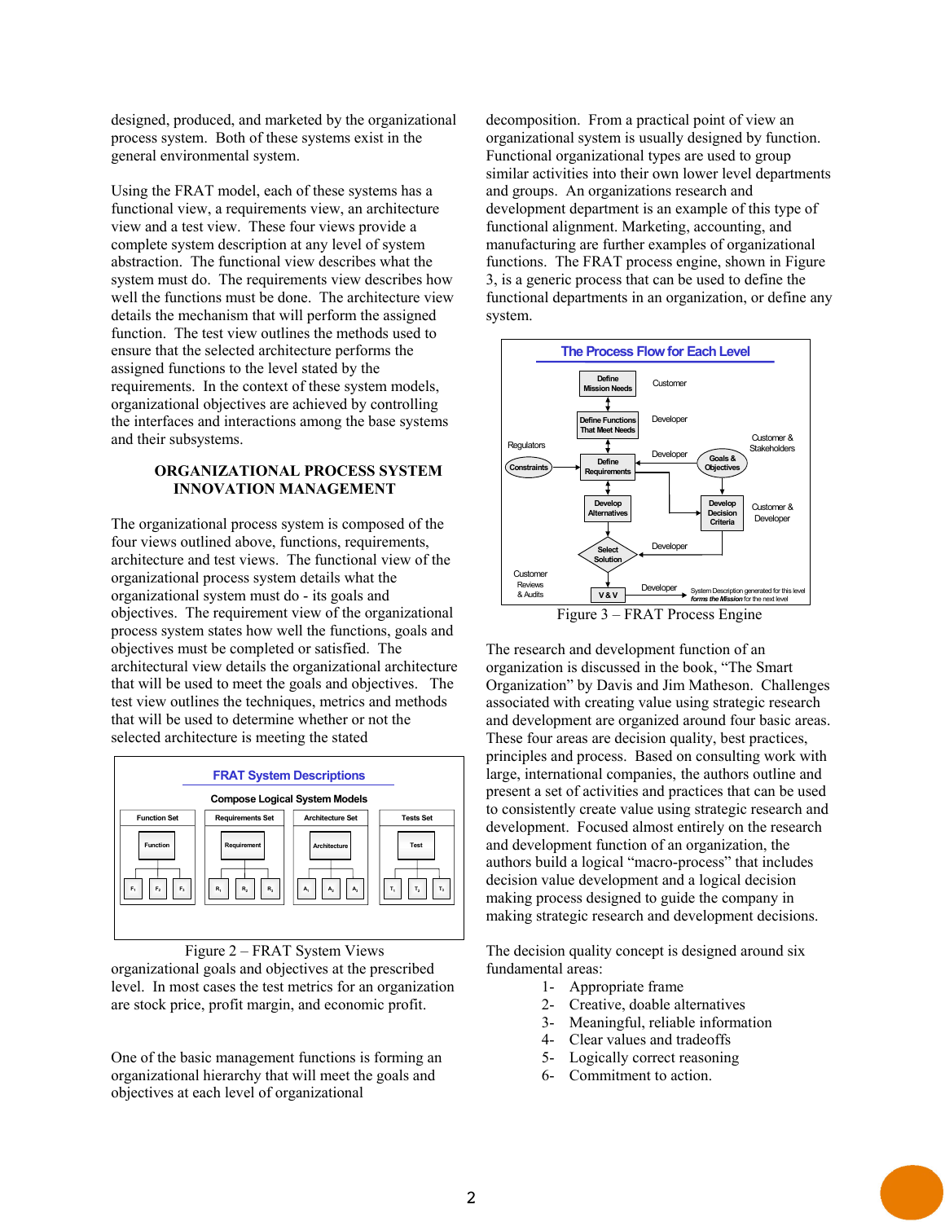designed, produced, and marketed by the organizational process system. Both of these systems exist in the general environmental system.

Using the FRAT model, each of these systems has a functional view, a requirements view, an architecture view and a test view. These four views provide a complete system description at any level of system abstraction. The functional view describes what the system must do. The requirements view describes how well the functions must be done. The architecture view details the mechanism that will perform the assigned function. The test view outlines the methods used to ensure that the selected architecture performs the assigned functions to the level stated by the requirements. In the context of these system models, organizational objectives are achieved by controlling the interfaces and interactions among the base systems and their subsystems.

## ORGANIZATIONAL PROCESS SYSTEM INNOVATION MANAGEMENT

The organizational process system is composed of the four views outlined above, functions, requirements, architecture and test views. The functional view of the organizational process system details what the organizational system must do - its goals and objectives. The requirement view of the organizational process system states how well the functions, goals and objectives must be completed or satisfied. The architectural view details the organizational architecture that will be used to meet the goals and objectives. The test view outlines the techniques, metrics and methods that will be used to determine whether or not the selected architecture is meeting the stated organizational goals and objectives at the prescribed level. In most cases the test metrics for an organization are stock price, profit margin, and economic profit.

Figure 2 – FRAT System Views

One of the basic management functions is forming an organizational hierarchy that will meet the goals and objectives at each level of organizational decomposition. From a practical point of view an organizational system is usually designed by function. Functional organizational types are used to group similar activities into their own lower level departments and groups. An organizations research and development department is an example of this type of functional alignment. Marketing, accounting, and manufacturing are further examples of organizational functions. The FRAT process engine, shown in Figure 3, is a generic process that can be used to define the functional departments in an organization, or define any system.

Figure 3 – FRAT Process Engine

The research and development function of an organization is discussed in the book, "The Smart Organization" by Davis and Jim Matheson. Challenges associated with creating value using strategic research and development are organized around four basic areas. These four areas are decision quality, best practices, principles and process. Based on consulting work with large, international companies, the authors outline and present a set of activities and practices that can be used to consistently create value using strategic research and development. Focused almost entirely on the research and development function of an organization, the authors build a logical "macro-process" that includes decision value development and a logical decision making process designed to guide the company in making strategic research and development decisions.

The decision quality concept is designed around six fundamental areas:

1- Appropriate frame
2- Creative, doable alternatives
3- Meaningful, reliable information
4- Clear values and tradeoffs
5- Logically correct reasoning
6- Commitment to action.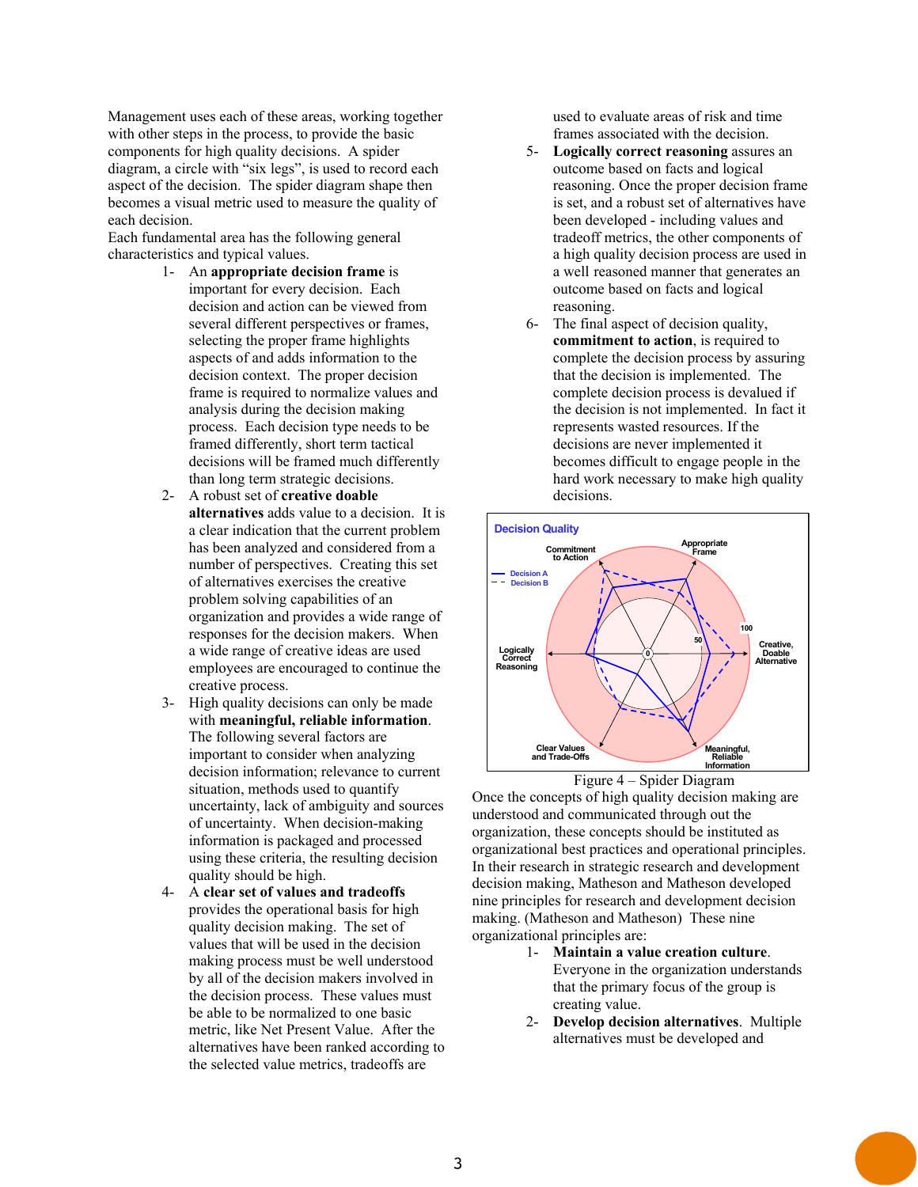Management uses each of these areas, working together with other steps in the process, to provide the basic components for high quality decisions. A spider diagram, a circle with "six legs", is used to record each aspect of the decision. The spider diagram shape then becomes a visual metric used to measure the quality of each decision.

Each fundamental area has the following general characteristics and typical values.

1- An **appropriate decision frame** is important for every decision. Each decision and action can be viewed from several different perspectives or frames, selecting the proper frame highlights aspects of and adds information to the decision context. The proper decision frame is required to normalize values and analysis during the decision making process. Each decision type needs to be framed differently, short term tactical decisions will be framed much differently than long term strategic decisions.
2- A robust set of **creative doable alternatives** adds value to a decision. It is a clear indication that the current problem has been analyzed and considered from a number of perspectives. Creating this set of alternatives exercises the creative problem solving capabilities of an organization and provides a wide range of responses for the decision makers. When a wide range of creative ideas are used employees are encouraged to continue the creative process.
3- High quality decisions can only be made with **meaningful, reliable information**. The following several factors are important to consider when analyzing decision information; relevance to current situation, methods used to quantify uncertainty, lack of ambiguity and sources of uncertainty. When decision-making information is packaged and processed using these criteria, the resulting decision quality should be high.
4- A **clear set of values and tradeoffs** provides the operational basis for high quality decision making. The set of values that will be used in the decision making process must be well understood by all of the decision makers involved in the decision process. These values must be able to be normalized to one basic metric, like Net Present Value. After the alternatives have been ranked according to the selected value metrics, tradeoffs are used to evaluate areas of risk and time frames associated with the decision.
5- **Logically correct reasoning** assures an outcome based on facts and logical reasoning. Once the proper decision frame is set, and a robust set of alternatives have been developed - including values and tradeoff metrics, the other components of a high quality decision process are used in a well reasoned manner that generates an outcome based on facts and logical reasoning.
6- The final aspect of decision quality, **commitment to action**, is required to complete the decision process by assuring that the decision is implemented. The complete decision process is devalued if the decision is not implemented. In fact it represents wasted resources. If the decisions are never implemented it becomes difficult to engage people in the hard work necessary to make high quality decisions.

Decision Quality

Appropriate Frame

Commitment to Action

Decision A

Decision B

100

50

0

Creative, Doable Alternative

Logically Correct Reasoning

Clear Values and Trade-Offs

Meaningful, Reliable Information

Figure 4 – Spider Diagram

Once the concepts of high quality decision making are understood and communicated through out the organization, these concepts should be instituted as organizational best practices and operational principles. In their research in strategic research and development decision making, Matheson and Matheson developed nine principles for research and development decision making. (Matheson and Matheson) These nine organizational principles are:

1- **Maintain a value creation culture**. Everyone in the organization understands that the primary focus of the group is creating value.
2- **Develop decision alternatives**. Multiple alternatives must be developed and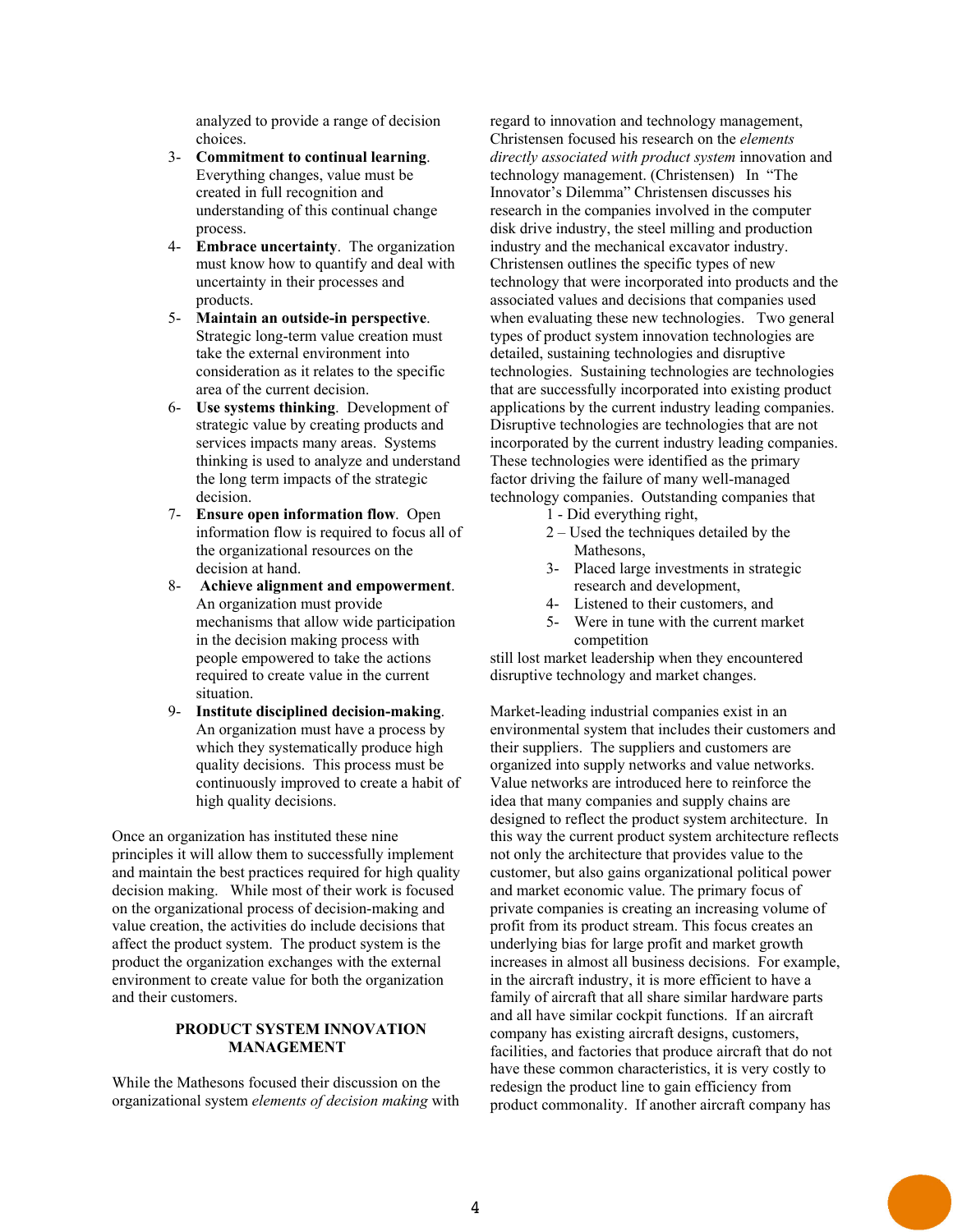analyzed to provide a range of decision choices.

3- **Commitment to continual learning**. Everything changes, value must be created in full recognition and understanding of this continual change process.
4- **Embrace uncertainty**. The organization must know how to quantify and deal with uncertainty in their processes and products.
5- **Maintain an outside-in perspective**. Strategic long-term value creation must take the external environment into consideration as it relates to the specific area of the current decision.
6- **Use systems thinking**. Development of strategic value by creating products and services impacts many areas. Systems thinking is used to analyze and understand the long term impacts of the strategic decision.
7- **Ensure open information flow**. Open information flow is required to focus all of the organizational resources on the decision at hand.
8- **Achieve alignment and empowerment**. An organization must provide mechanisms that allow wide participation in the decision making process with people empowered to take the actions required to create value in the current situation.
9- **Institute disciplined decision-making**. An organization must have a process by which they systematically produce high quality decisions. This process must be continuously improved to create a habit of high quality decisions.

Once an organization has instituted these nine principles it will allow them to successfully implement and maintain the best practices required for high quality decision making. While most of their work is focused on the organizational process of decision-making and value creation, the activities do include decisions that affect the product system. The product system is the product the organization exchanges with the external environment to create value for both the organization and their customers.

## PRODUCT SYSTEM INNOVATION MANAGEMENT

While the Mathesons focused their discussion on the organizational system *elements of decision making* with regard to innovation and technology management, Christensen focused his research on the *elements directly associated with product system* innovation and technology management. (Christensen) In "The Innovator's Dilemma" Christensen discusses his research in the companies involved in the computer disk drive industry, the steel milling and production industry and the mechanical excavator industry. Christensen outlines the specific types of new technology that were incorporated into products and the associated values and decisions that companies used when evaluating these new technologies. Two general types of product system innovation technologies are detailed, sustaining technologies and disruptive technologies. Sustaining technologies are technologies that are successfully incorporated into existing product applications by the current industry leading companies. Disruptive technologies are technologies that are not incorporated by the current industry leading companies. These technologies were identified as the primary factor driving the failure of many well-managed technology companies. Outstanding companies that

1 - Did everything right,
2 – Used the techniques detailed by the Mathesons,
3- Placed large investments in strategic research and development,
4- Listened to their customers, and
5- Were in tune with the current market competition

still lost market leadership when they encountered disruptive technology and market changes.

Market-leading industrial companies exist in an environmental system that includes their customers and their suppliers. The suppliers and customers are organized into supply networks and value networks. Value networks are introduced here to reinforce the idea that many companies and supply chains are designed to reflect the product system architecture. In this way the current product system architecture reflects not only the architecture that provides value to the customer, but also gains organizational political power and market economic value. The primary focus of private companies is creating an increasing volume of profit from its product stream. This focus creates an underlying bias for large profit and market growth increases in almost all business decisions. For example, in the aircraft industry, it is more efficient to have a family of aircraft that all share similar hardware parts and all have similar cockpit functions. If an aircraft company has existing aircraft designs, customers, facilities, and factories that produce aircraft that do not have these common characteristics, it is very costly to redesign the product line to gain efficiency from product commonality. If another aircraft company has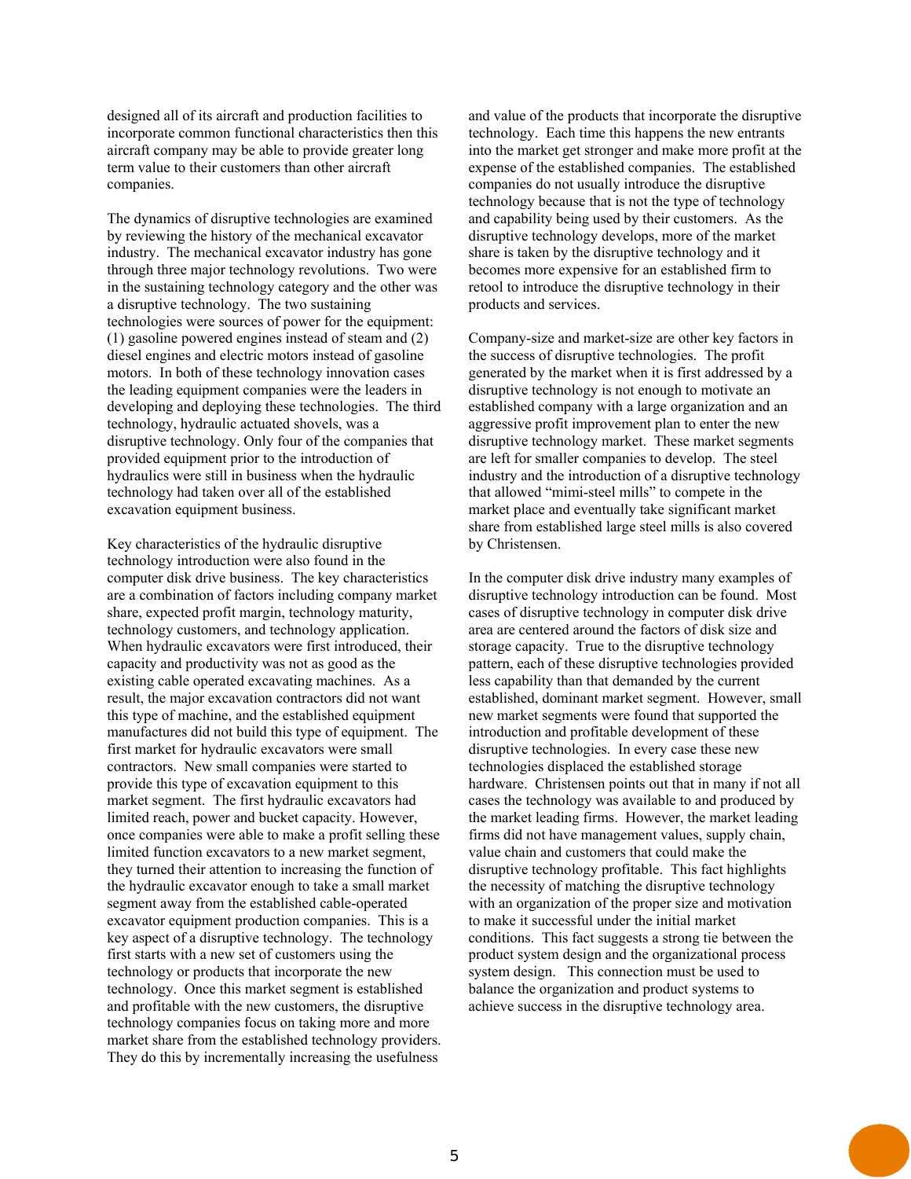designed all of its aircraft and production facilities to incorporate common functional characteristics then this aircraft company may be able to provide greater long term value to their customers than other aircraft companies.

The dynamics of disruptive technologies are examined by reviewing the history of the mechanical excavator industry. The mechanical excavator industry has gone through three major technology revolutions. Two were in the sustaining technology category and the other was a disruptive technology. The two sustaining technologies were sources of power for the equipment: (1) gasoline powered engines instead of steam and (2) diesel engines and electric motors instead of gasoline motors. In both of these technology innovation cases the leading equipment companies were the leaders in developing and deploying these technologies. The third technology, hydraulic actuated shovels, was a disruptive technology. Only four of the companies that provided equipment prior to the introduction of hydraulics were still in business when the hydraulic technology had taken over all of the established excavation equipment business.

Key characteristics of the hydraulic disruptive technology introduction were also found in the computer disk drive business. The key characteristics are a combination of factors including company market share, expected profit margin, technology maturity, technology customers, and technology application. When hydraulic excavators were first introduced, their capacity and productivity was not as good as the existing cable operated excavating machines. As a result, the major excavation contractors did not want this type of machine, and the established equipment manufactures did not build this type of equipment. The first market for hydraulic excavators were small contractors. New small companies were started to provide this type of excavation equipment to this market segment. The first hydraulic excavators had limited reach, power and bucket capacity. However, once companies were able to make a profit selling these limited function excavators to a new market segment, they turned their attention to increasing the function of the hydraulic excavator enough to take a small market segment away from the established cable-operated excavator equipment production companies. This is a key aspect of a disruptive technology. The technology first starts with a new set of customers using the technology or products that incorporate the new technology. Once this market segment is established and profitable with the new customers, the disruptive technology companies focus on taking more and more market share from the established technology providers. They do this by incrementally increasing the usefulness and value of the products that incorporate the disruptive technology. Each time this happens the new entrants into the market get stronger and make more profit at the expense of the established companies. The established companies do not usually introduce the disruptive technology because that is not the type of technology and capability being used by their customers. As the disruptive technology develops, more of the market share is taken by the disruptive technology and it becomes more expensive for an established firm to retool to introduce the disruptive technology in their products and services.

Company-size and market-size are other key factors in the success of disruptive technologies. The profit generated by the market when it is first addressed by a disruptive technology is not enough to motivate an established company with a large organization and an aggressive profit improvement plan to enter the new disruptive technology market. These market segments are left for smaller companies to develop. The steel industry and the introduction of a disruptive technology that allowed "mimi-steel mills" to compete in the market place and eventually take significant market share from established large steel mills is also covered by Christensen.

In the computer disk drive industry many examples of disruptive technology introduction can be found. Most cases of disruptive technology in computer disk drive area are centered around the factors of disk size and storage capacity. True to the disruptive technology pattern, each of these disruptive technologies provided less capability than that demanded by the current established, dominant market segment. However, small new market segments were found that supported the introduction and profitable development of these disruptive technologies. In every case these new technologies displaced the established storage hardware. Christensen points out that in many if not all cases the technology was available to and produced by the market leading firms. However, the market leading firms did not have management values, supply chain, value chain and customers that could make the disruptive technology profitable. This fact highlights the necessity of matching the disruptive technology with an organization of the proper size and motivation to make it successful under the initial market conditions. This fact suggests a strong tie between the product system design and the organizational process system design. This connection must be used to balance the organization and product systems to achieve success in the disruptive technology area.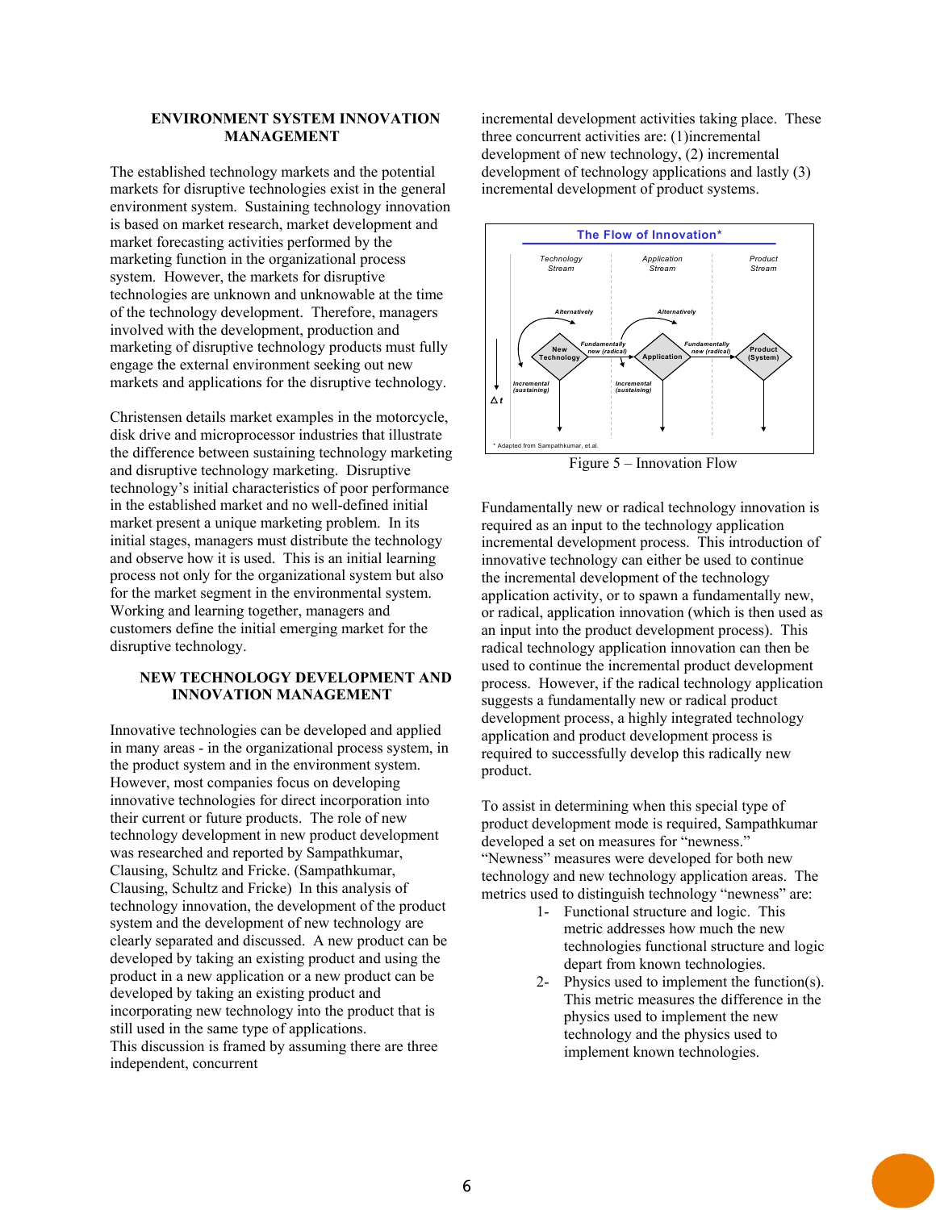## ENVIRONMENT SYSTEM INNOVATION MANAGEMENT

The established technology markets and the potential markets for disruptive technologies exist in the general environment system. Sustaining technology innovation is based on market research, market development and market forecasting activities performed by the marketing function in the organizational process system. However, the markets for disruptive technologies are unknown and unknowable at the time of the technology development. Therefore, managers involved with the development, production and marketing of disruptive technology products must fully engage the external environment seeking out new markets and applications for the disruptive technology.

Christensen details market examples in the motorcycle, disk drive and microprocessor industries that illustrate the difference between sustaining technology marketing and disruptive technology marketing. Disruptive technology's initial characteristics of poor performance in the established market and no well-defined initial market present a unique marketing problem. In its initial stages, managers must distribute the technology and observe how it is used. This is an initial learning process not only for the organizational system but also for the market segment in the environmental system. Working and learning together, managers and customers define the initial emerging market for the disruptive technology.

## NEW TECHNOLOGY DEVELOPMENT AND INNOVATION MANAGEMENT

Innovative technologies can be developed and applied in many areas - in the organizational process system, in the product system and in the environment system. However, most companies focus on developing innovative technologies for direct incorporation into their current or future products. The role of new technology development in new product development was researched and reported by Sampathkumar, Clausing, Schultz and Fricke. (Sampathkumar, Clausing, Schultz and Fricke) In this analysis of technology innovation, the development of the product system and the development of new technology are clearly separated and discussed. A new product can be developed by taking an existing product and using the product in a new application or a new product can be developed by taking an existing product and incorporating new technology into the product that is still used in the same type of applications. This discussion is framed by assuming there are three independent, concurrent incremental development activities taking place. These three concurrent activities are: (1)incremental development of new technology, (2) incremental development of technology applications and lastly (3) incremental development of product systems.

**The Flow of Innovation***

Technology Stream — Application Stream — Product Stream

New Technology → Fundamentally new (radical) → Application → Fundamentally new (radical) → Product (System)

Alternatively; Incremental (sustaining); $\Delta t$

\* Adapted from Sampathkumar, et.al.

Figure 5 – Innovation Flow

Fundamentally new or radical technology innovation is required as an input to the technology application incremental development process. This introduction of innovative technology can either be used to continue the incremental development of the technology application activity, or to spawn a fundamentally new, or radical, application innovation (which is then used as an input into the product development process). This radical technology application innovation can then be used to continue the incremental product development process. However, if the radical technology application suggests a fundamentally new or radical product development process, a highly integrated technology application and product development process is required to successfully develop this radically new product.

To assist in determining when this special type of product development mode is required, Sampathkumar developed a set on measures for "newness." "Newness" measures were developed for both new technology and new technology application areas. The metrics used to distinguish technology "newness" are:

1- Functional structure and logic. This metric addresses how much the new technologies functional structure and logic depart from known technologies.
2- Physics used to implement the function(s). This metric measures the difference in the physics used to implement the new technology and the physics used to implement known technologies.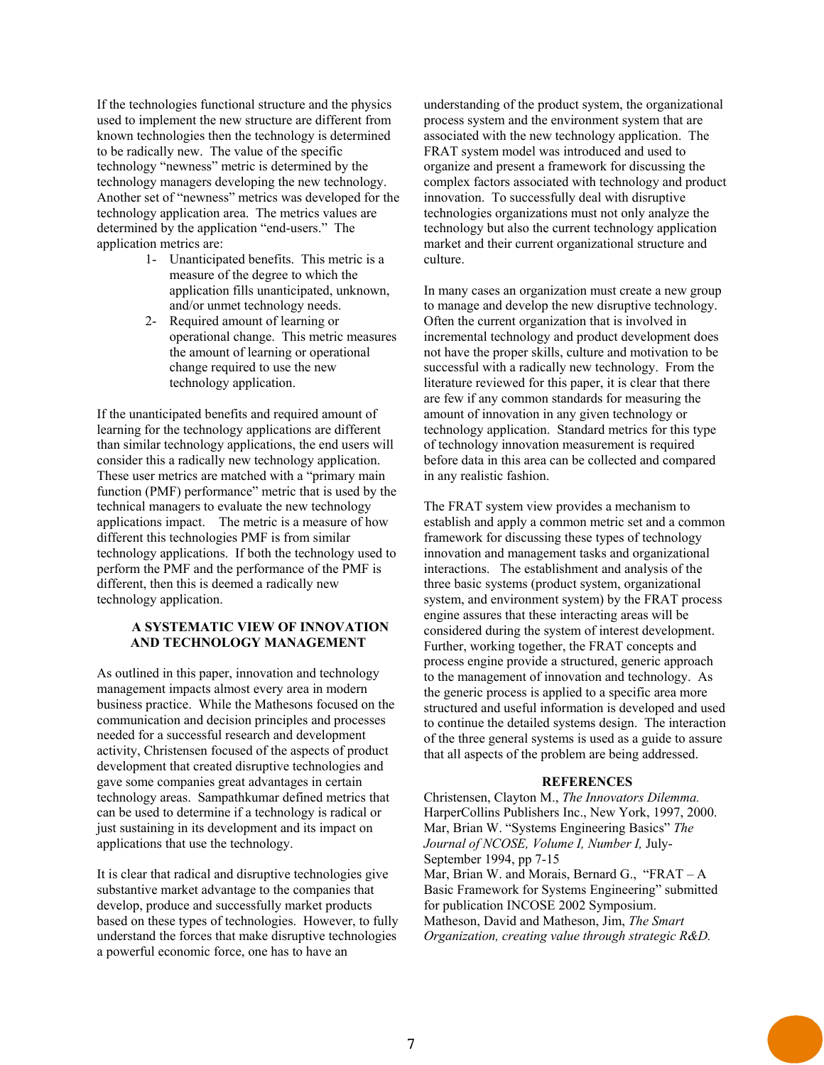If the technologies functional structure and the physics used to implement the new structure are different from known technologies then the technology is determined to be radically new. The value of the specific technology "newness" metric is determined by the technology managers developing the new technology. Another set of "newness" metrics was developed for the technology application area. The metrics values are determined by the application "end-users." The application metrics are:

1- Unanticipated benefits. This metric is a measure of the degree to which the application fills unanticipated, unknown, and/or unmet technology needs.
2- Required amount of learning or operational change. This metric measures the amount of learning or operational change required to use the new technology application.

If the unanticipated benefits and required amount of learning for the technology applications are different than similar technology applications, the end users will consider this a radically new technology application. These user metrics are matched with a "primary main function (PMF) performance" metric that is used by the technical managers to evaluate the new technology applications impact. The metric is a measure of how different this technologies PMF is from similar technology applications. If both the technology used to perform the PMF and the performance of the PMF is different, then this is deemed a radically new technology application.

## A SYSTEMATIC VIEW OF INNOVATION AND TECHNOLOGY MANAGEMENT

As outlined in this paper, innovation and technology management impacts almost every area in modern business practice. While the Mathesons focused on the communication and decision principles and processes needed for a successful research and development activity, Christensen focused of the aspects of product development that created disruptive technologies and gave some companies great advantages in certain technology areas. Sampathkumar defined metrics that can be used to determine if a technology is radical or just sustaining in its development and its impact on applications that use the technology.

It is clear that radical and disruptive technologies give substantive market advantage to the companies that develop, produce and successfully market products based on these types of technologies. However, to fully understand the forces that make disruptive technologies a powerful economic force, one has to have an understanding of the product system, the organizational process system and the environment system that are associated with the new technology application. The FRAT system model was introduced and used to organize and present a framework for discussing the complex factors associated with technology and product innovation. To successfully deal with disruptive technologies organizations must not only analyze the technology but also the current technology application market and their current organizational structure and culture.

In many cases an organization must create a new group to manage and develop the new disruptive technology. Often the current organization that is involved in incremental technology and product development does not have the proper skills, culture and motivation to be successful with a radically new technology. From the literature reviewed for this paper, it is clear that there are few if any common standards for measuring the amount of innovation in any given technology or technology application. Standard metrics for this type of technology innovation measurement is required before data in this area can be collected and compared in any realistic fashion.

The FRAT system view provides a mechanism to establish and apply a common metric set and a common framework for discussing these types of technology innovation and management tasks and organizational interactions. The establishment and analysis of the three basic systems (product system, organizational system, and environment system) by the FRAT process engine assures that these interacting areas will be considered during the system of interest development. Further, working together, the FRAT concepts and process engine provide a structured, generic approach to the management of innovation and technology. As the generic process is applied to a specific area more structured and useful information is developed and used to continue the detailed systems design. The interaction of the three general systems is used as a guide to assure that all aspects of the problem are being addressed.

## REFERENCES

Christensen, Clayton M., *The Innovators Dilemma.* HarperCollins Publishers Inc., New York, 1997, 2000.

Mar, Brian W. "Systems Engineering Basics" *The Journal of NCOSE, Volume I, Number I,* July-September 1994, pp 7-15

Mar, Brian W. and Morais, Bernard G., "FRAT – A Basic Framework for Systems Engineering" submitted for publication INCOSE 2002 Symposium.

Matheson, David and Matheson, Jim, *The Smart Organization, creating value through strategic R&D.*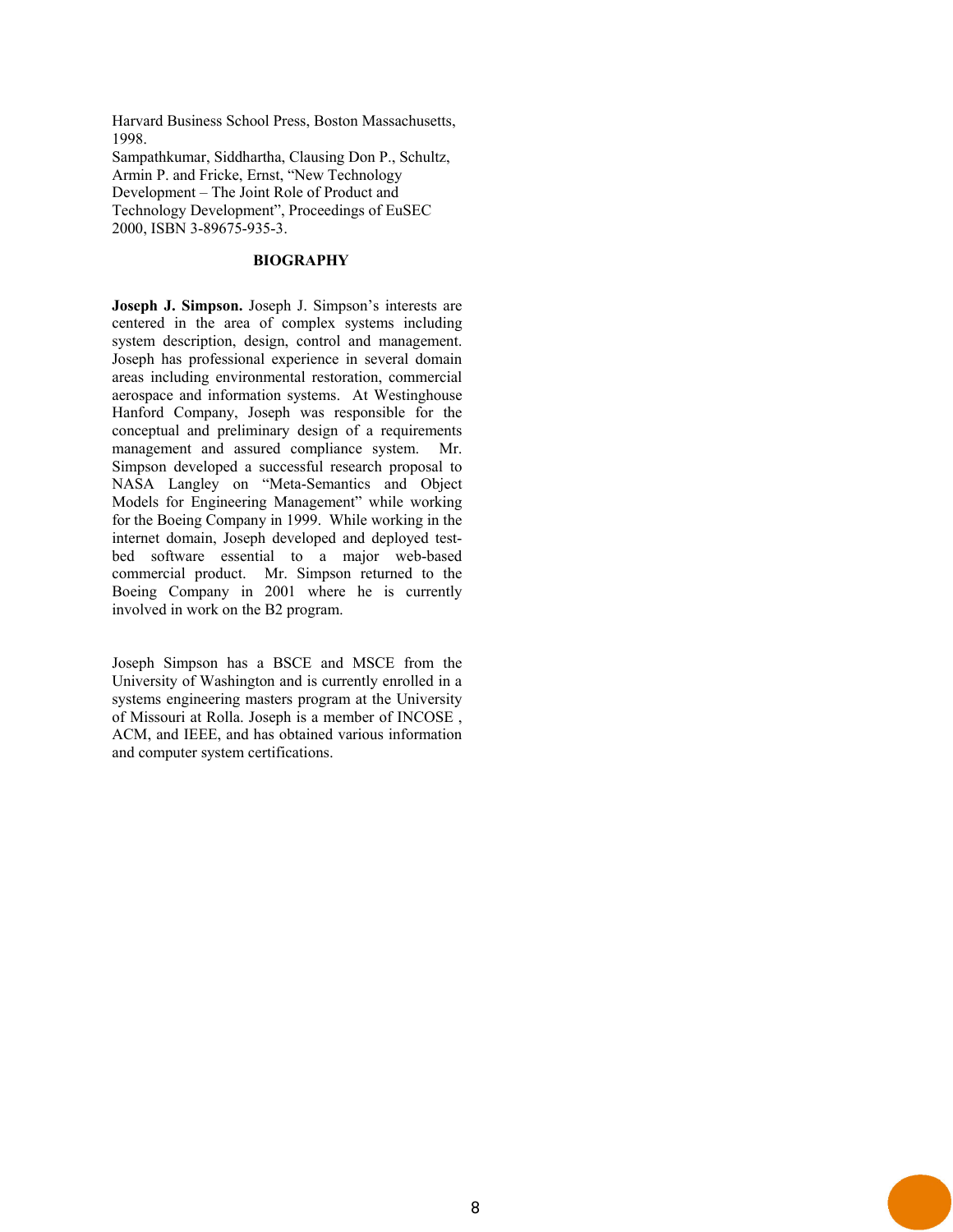Harvard Business School Press, Boston Massachusetts, 1998.

Sampathkumar, Siddhartha, Clausing Don P., Schultz, Armin P. and Fricke, Ernst, "New Technology Development – The Joint Role of Product and Technology Development", Proceedings of EuSEC 2000, ISBN 3-89675-935-3.

## BIOGRAPHY

**Joseph J. Simpson.** Joseph J. Simpson's interests are centered in the area of complex systems including system description, design, control and management. Joseph has professional experience in several domain areas including environmental restoration, commercial aerospace and information systems. At Westinghouse Hanford Company, Joseph was responsible for the conceptual and preliminary design of a requirements management and assured compliance system. Mr. Simpson developed a successful research proposal to NASA Langley on "Meta-Semantics and Object Models for Engineering Management" while working for the Boeing Company in 1999. While working in the internet domain, Joseph developed and deployed test-bed software essential to a major web-based commercial product. Mr. Simpson returned to the Boeing Company in 2001 where he is currently involved in work on the B2 program.

Joseph Simpson has a BSCE and MSCE from the University of Washington and is currently enrolled in a systems engineering masters program at the University of Missouri at Rolla. Joseph is a member of INCOSE , ACM, and IEEE, and has obtained various information and computer system certifications.